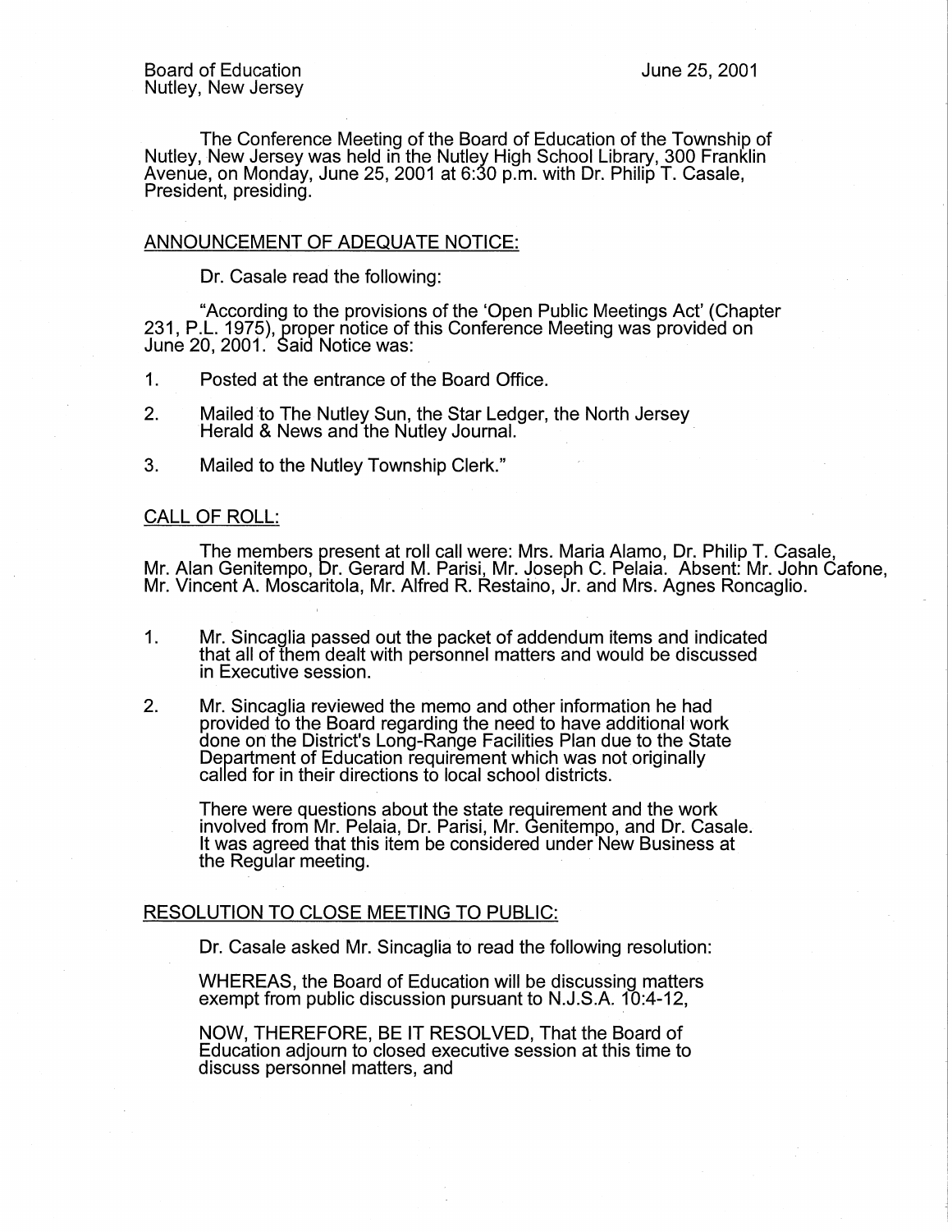Board of Education
Nutley, New Jersey

June 25, 2001

The Conference Meeting of the Board of Education of the Township of Nutley, New Jersey was held in the Nutley High School Library, 300 Franklin Avenue, on Monday, June 25, 2001 at 6:30 p.m. with Dr. Philip T. Casale, President, presiding.

## ANNOUNCEMENT OF ADEQUATE NOTICE:

Dr. Casale read the following:

"According to the provisions of the 'Open Public Meetings Act' (Chapter 231, P.L. 1975), proper notice of this Conference Meeting was provided on June 20, 2001. Said Notice was:

1. Posted at the entrance of the Board Office.
2. Mailed to The Nutley Sun, the Star Ledger, the North Jersey Herald & News and the Nutley Journal.
3. Mailed to the Nutley Township Clerk."

## CALL OF ROLL:

The members present at roll call were: Mrs. Maria Alamo, Dr. Philip T. Casale, Mr. Alan Genitempo, Dr. Gerard M. Parisi, Mr. Joseph C. Pelaia. Absent: Mr. John Cafone, Mr. Vincent A. Moscaritola, Mr. Alfred R. Restaino, Jr. and Mrs. Agnes Roncaglio.

1. Mr. Sincaglia passed out the packet of addendum items and indicated that all of them dealt with personnel matters and would be discussed in Executive session.

2. Mr. Sincaglia reviewed the memo and other information he had provided to the Board regarding the need to have additional work done on the District's Long-Range Facilities Plan due to the State Department of Education requirement which was not originally called for in their directions to local school districts.

   There were questions about the state requirement and the work involved from Mr. Pelaia, Dr. Parisi, Mr. Genitempo, and Dr. Casale. It was agreed that this item be considered under New Business at the Regular meeting.

## RESOLUTION TO CLOSE MEETING TO PUBLIC:

Dr. Casale asked Mr. Sincaglia to read the following resolution:

WHEREAS, the Board of Education will be discussing matters exempt from public discussion pursuant to N.J.S.A. 10:4-12,

NOW, THEREFORE, BE IT RESOLVED, That the Board of Education adjourn to closed executive session at this time to discuss personnel matters, and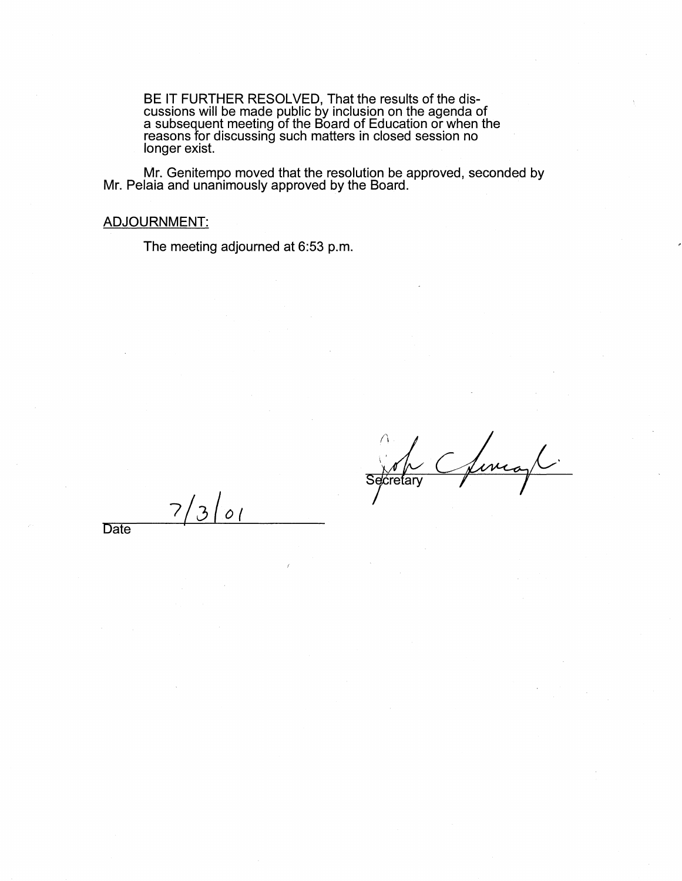BE IT FURTHER RESOLVED, That the results of the discussions will be made public by inclusion on the agenda of a subsequent meeting of the Board of Education or when the reasons for discussing such matters in closed session no longer exist.

Mr. Genitempo moved that the resolution be approved, seconded by Mr. Pelaia and unanimously approved by the Board.

ADJOURNMENT:

The meeting adjourned at 6:53 p.m.

Secretary

7/3/01
Date